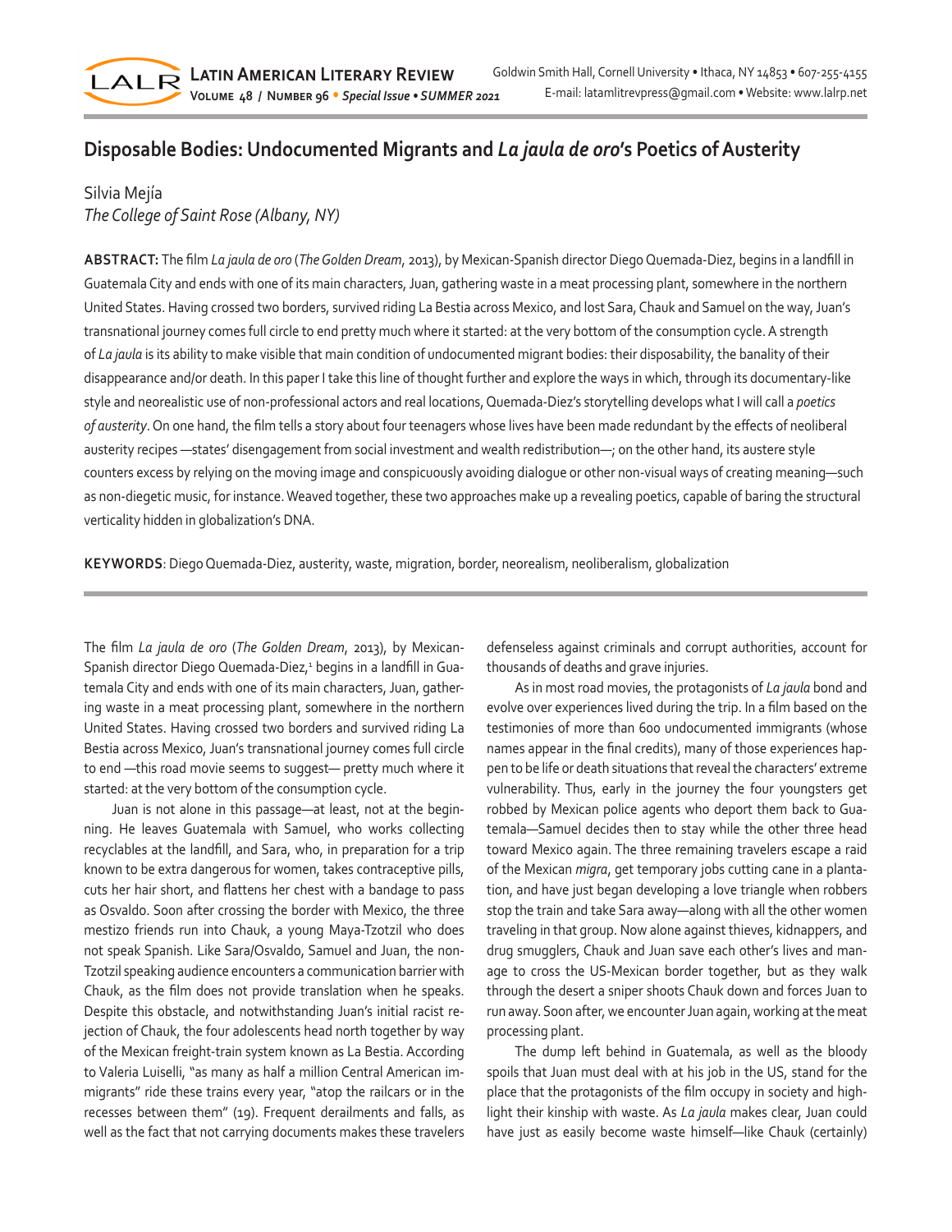# Disposable Bodies: Undocumented Migrants and *La jaula de oro*'s Poetics of Austerity

Silvia Mejía
*The College of Saint Rose (Albany, NY)*

**ABSTRACT:** The film *La jaula de oro* (*The Golden Dream*, 2013), by Mexican-Spanish director Diego Quemada-Diez, begins in a landfill in Guatemala City and ends with one of its main characters, Juan, gathering waste in a meat processing plant, somewhere in the northern United States. Having crossed two borders, survived riding La Bestia across Mexico, and lost Sara, Chauk and Samuel on the way, Juan's transnational journey comes full circle to end pretty much where it started: at the very bottom of the consumption cycle. A strength of *La jaula* is its ability to make visible that main condition of undocumented migrant bodies: their disposability, the banality of their disappearance and/or death. In this paper I take this line of thought further and explore the ways in which, through its documentary-like style and neorealistic use of non-professional actors and real locations, Quemada-Diez's storytelling develops what I will call a *poetics of austerity*. On one hand, the film tells a story about four teenagers whose lives have been made redundant by the effects of neoliberal austerity recipes —states' disengagement from social investment and wealth redistribution—; on the other hand, its austere style counters excess by relying on the moving image and conspicuously avoiding dialogue or other non-visual ways of creating meaning—such as non-diegetic music, for instance. Weaved together, these two approaches make up a revealing poetics, capable of baring the structural verticality hidden in globalization's DNA.

**KEYWORDS**: Diego Quemada-Diez, austerity, waste, migration, border, neorealism, neoliberalism, globalization

The film *La jaula de oro* (*The Golden Dream*, 2013), by Mexican-Spanish director Diego Quemada-Diez,[1] begins in a landfill in Guatemala City and ends with one of its main characters, Juan, gathering waste in a meat processing plant, somewhere in the northern United States. Having crossed two borders and survived riding La Bestia across Mexico, Juan's transnational journey comes full circle to end —this road movie seems to suggest— pretty much where it started: at the very bottom of the consumption cycle.

Juan is not alone in this passage—at least, not at the beginning. He leaves Guatemala with Samuel, who works collecting recyclables at the landfill, and Sara, who, in preparation for a trip known to be extra dangerous for women, takes contraceptive pills, cuts her hair short, and flattens her chest with a bandage to pass as Osvaldo. Soon after crossing the border with Mexico, the three mestizo friends run into Chauk, a young Maya-Tzotzil who does not speak Spanish. Like Sara/Osvaldo, Samuel and Juan, the non-Tzotzil speaking audience encounters a communication barrier with Chauk, as the film does not provide translation when he speaks. Despite this obstacle, and notwithstanding Juan's initial racist rejection of Chauk, the four adolescents head north together by way of the Mexican freight-train system known as La Bestia. According to Valeria Luiselli, "as many as half a million Central American immigrants" ride these trains every year, "atop the railcars or in the recesses between them" (19). Frequent derailments and falls, as well as the fact that not carrying documents makes these travelers defenseless against criminals and corrupt authorities, account for thousands of deaths and grave injuries.

As in most road movies, the protagonists of *La jaula* bond and evolve over experiences lived during the trip. In a film based on the testimonies of more than 600 undocumented immigrants (whose names appear in the final credits), many of those experiences happen to be life or death situations that reveal the characters' extreme vulnerability. Thus, early in the journey the four youngsters get robbed by Mexican police agents who deport them back to Guatemala—Samuel decides then to stay while the other three head toward Mexico again. The three remaining travelers escape a raid of the Mexican *migra*, get temporary jobs cutting cane in a plantation, and have just began developing a love triangle when robbers stop the train and take Sara away—along with all the other women traveling in that group. Now alone against thieves, kidnappers, and drug smugglers, Chauk and Juan save each other's lives and manage to cross the US-Mexican border together, but as they walk through the desert a sniper shoots Chauk down and forces Juan to run away. Soon after, we encounter Juan again, working at the meat processing plant.

The dump left behind in Guatemala, as well as the bloody spoils that Juan must deal with at his job in the US, stand for the place that the protagonists of the film occupy in society and highlight their kinship with waste. As *La jaula* makes clear, Juan could have just as easily become waste himself—like Chauk (certainly)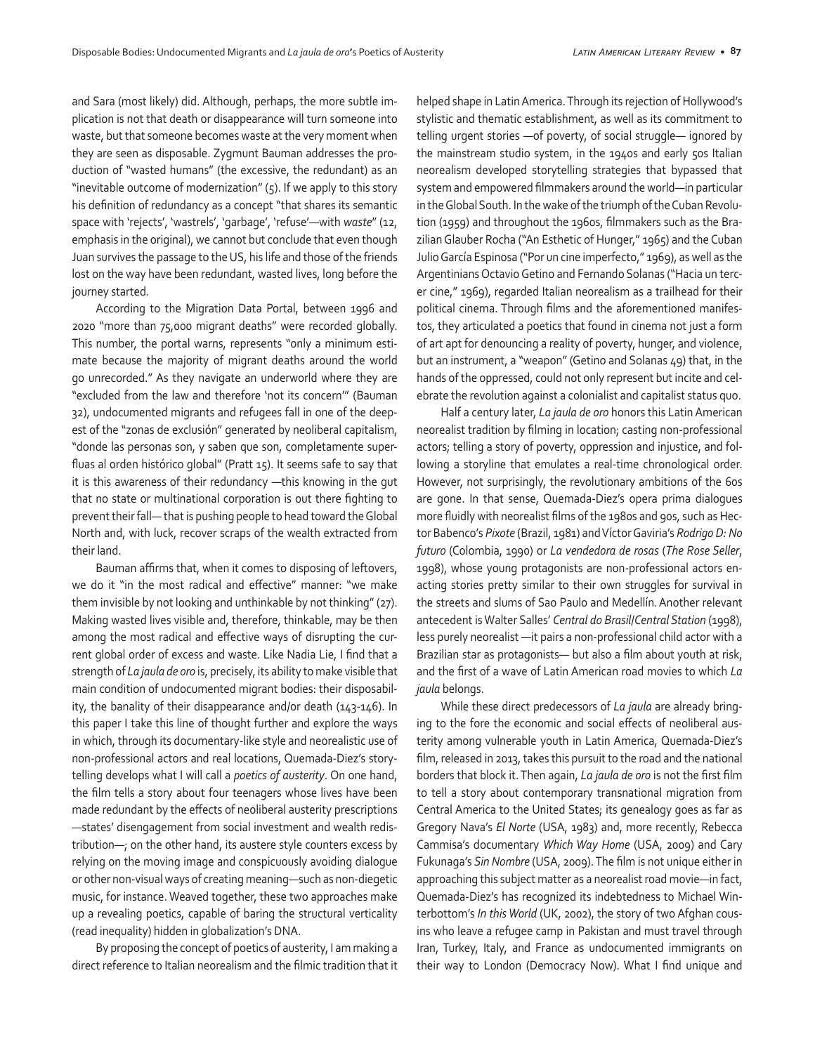and Sara (most likely) did. Although, perhaps, the more subtle implication is not that death or disappearance will turn someone into waste, but that someone becomes waste at the very moment when they are seen as disposable. Zygmunt Bauman addresses the production of "wasted humans" (the excessive, the redundant) as an "inevitable outcome of modernization" (5). If we apply to this story his definition of redundancy as a concept "that shares its semantic space with 'rejects', 'wastrels', 'garbage', 'refuse'—with *waste*" (12, emphasis in the original), we cannot but conclude that even though Juan survives the passage to the US, his life and those of the friends lost on the way have been redundant, wasted lives, long before the journey started.

According to the Migration Data Portal, between 1996 and 2020 "more than 75,000 migrant deaths" were recorded globally. This number, the portal warns, represents "only a minimum estimate because the majority of migrant deaths around the world go unrecorded." As they navigate an underworld where they are "excluded from the law and therefore 'not its concern'" (Bauman 32), undocumented migrants and refugees fall in one of the deepest of the "zonas de exclusión" generated by neoliberal capitalism, "donde las personas son, y saben que son, completamente superfluas al orden histórico global" (Pratt 15). It seems safe to say that it is this awareness of their redundancy —this knowing in the gut that no state or multinational corporation is out there fighting to prevent their fall— that is pushing people to head toward the Global North and, with luck, recover scraps of the wealth extracted from their land.

Bauman affirms that, when it comes to disposing of leftovers, we do it "in the most radical and effective" manner: "we make them invisible by not looking and unthinkable by not thinking" (27). Making wasted lives visible and, therefore, thinkable, may be then among the most radical and effective ways of disrupting the current global order of excess and waste. Like Nadia Lie, I find that a strength of *La jaula de oro* is, precisely, its ability to make visible that main condition of undocumented migrant bodies: their disposability, the banality of their disappearance and/or death (143-146). In this paper I take this line of thought further and explore the ways in which, through its documentary-like style and neorealistic use of non-professional actors and real locations, Quemada-Diez's storytelling develops what I will call a *poetics of austerity*. On one hand, the film tells a story about four teenagers whose lives have been made redundant by the effects of neoliberal austerity prescriptions —states' disengagement from social investment and wealth redistribution—; on the other hand, its austere style counters excess by relying on the moving image and conspicuously avoiding dialogue or other non-visual ways of creating meaning—such as non-diegetic music, for instance. Weaved together, these two approaches make up a revealing poetics, capable of baring the structural verticality (read inequality) hidden in globalization's DNA.

By proposing the concept of poetics of austerity, I am making a direct reference to Italian neorealism and the filmic tradition that it helped shape in Latin America. Through its rejection of Hollywood's stylistic and thematic establishment, as well as its commitment to telling urgent stories —of poverty, of social struggle— ignored by the mainstream studio system, in the 1940s and early 50s Italian neorealism developed storytelling strategies that bypassed that system and empowered filmmakers around the world—in particular in the Global South. In the wake of the triumph of the Cuban Revolution (1959) and throughout the 1960s, filmmakers such as the Brazilian Glauber Rocha ("An Esthetic of Hunger," 1965) and the Cuban Julio García Espinosa ("Por un cine imperfecto," 1969), as well as the Argentinians Octavio Getino and Fernando Solanas ("Hacia un tercer cine," 1969), regarded Italian neorealism as a trailhead for their political cinema. Through films and the aforementioned manifestos, they articulated a poetics that found in cinema not just a form of art apt for denouncing a reality of poverty, hunger, and violence, but an instrument, a "weapon" (Getino and Solanas 49) that, in the hands of the oppressed, could not only represent but incite and celebrate the revolution against a colonialist and capitalist status quo.

Half a century later, *La jaula de oro* honors this Latin American neorealist tradition by filming in location; casting non-professional actors; telling a story of poverty, oppression and injustice, and following a storyline that emulates a real-time chronological order. However, not surprisingly, the revolutionary ambitions of the 60s are gone. In that sense, Quemada-Diez's opera prima dialogues more fluidly with neorealist films of the 1980s and 90s, such as Hector Babenco's *Pixote* (Brazil, 1981) and Víctor Gaviria's *Rodrigo D: No futuro* (Colombia, 1990) or *La vendedora de rosas* (*The Rose Seller*, 1998), whose young protagonists are non-professional actors enacting stories pretty similar to their own struggles for survival in the streets and slums of Sao Paulo and Medellín. Another relevant antecedent is Walter Salles' *Central do Brasil/Central Station* (1998), less purely neorealist —it pairs a non-professional child actor with a Brazilian star as protagonists— but also a film about youth at risk, and the first of a wave of Latin American road movies to which *La jaula* belongs.

While these direct predecessors of *La jaula* are already bringing to the fore the economic and social effects of neoliberal austerity among vulnerable youth in Latin America, Quemada-Diez's film, released in 2013, takes this pursuit to the road and the national borders that block it. Then again, *La jaula de oro* is not the first film to tell a story about contemporary transnational migration from Central America to the United States; its genealogy goes as far as Gregory Nava's *El Norte* (USA, 1983) and, more recently, Rebecca Cammisa's documentary *Which Way Home* (USA, 2009) and Cary Fukunaga's *Sin Nombre* (USA, 2009). The film is not unique either in approaching this subject matter as a neorealist road movie—in fact, Quemada-Diez's has recognized its indebtedness to Michael Winterbottom's *In this World* (UK, 2002), the story of two Afghan cousins who leave a refugee camp in Pakistan and must travel through Iran, Turkey, Italy, and France as undocumented immigrants on their way to London (Democracy Now). What I find unique and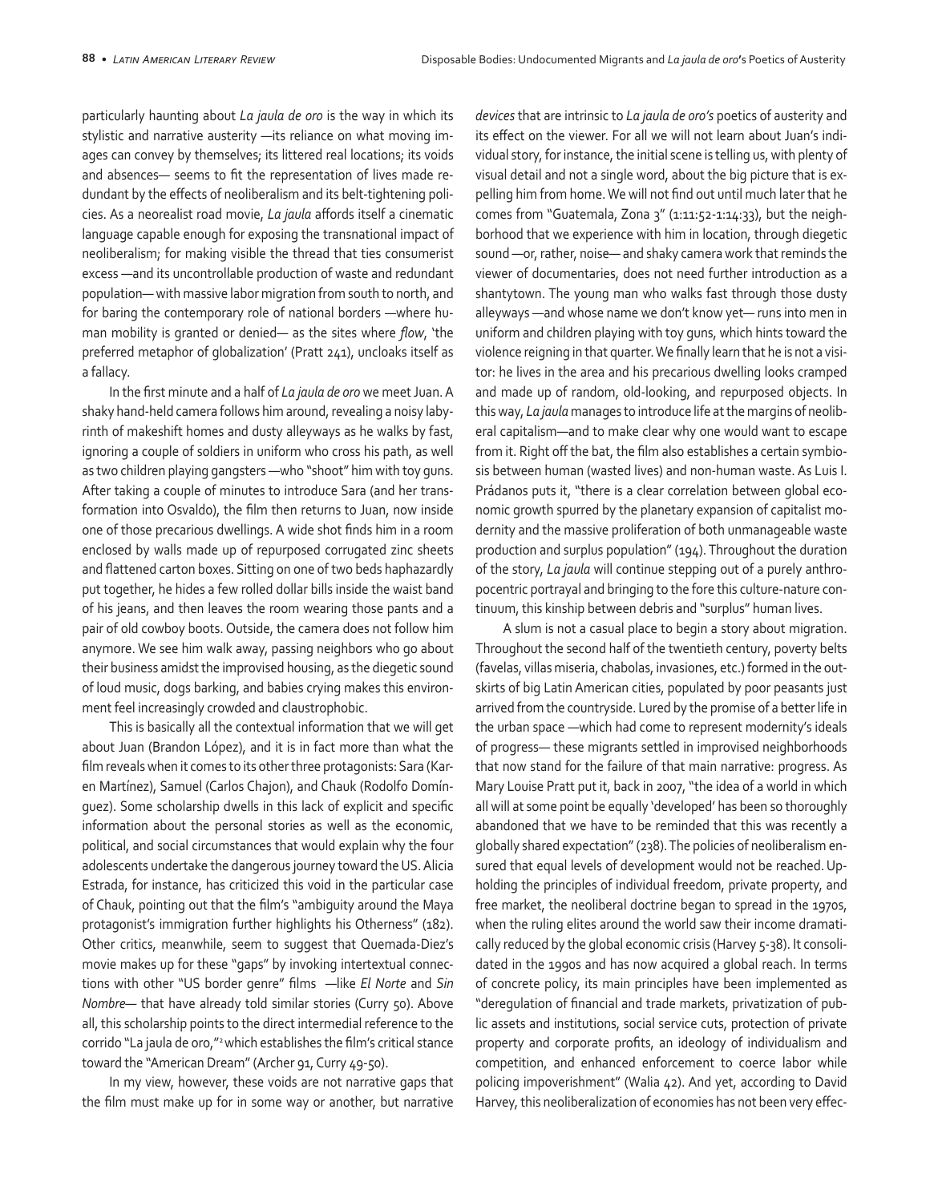particularly haunting about *La jaula de oro* is the way in which its stylistic and narrative austerity —its reliance on what moving images can convey by themselves; its littered real locations; its voids and absences— seems to fit the representation of lives made redundant by the effects of neoliberalism and its belt-tightening policies. As a neorealist road movie, *La jaula* affords itself a cinematic language capable enough for exposing the transnational impact of neoliberalism; for making visible the thread that ties consumerist excess —and its uncontrollable production of waste and redundant population— with massive labor migration from south to north, and for baring the contemporary role of national borders —where human mobility is granted or denied— as the sites where *flow*, 'the preferred metaphor of globalization' (Pratt 241), uncloaks itself as a fallacy.

In the first minute and a half of *La jaula de oro* we meet Juan. A shaky hand-held camera follows him around, revealing a noisy labyrinth of makeshift homes and dusty alleyways as he walks by fast, ignoring a couple of soldiers in uniform who cross his path, as well as two children playing gangsters —who "shoot" him with toy guns. After taking a couple of minutes to introduce Sara (and her transformation into Osvaldo), the film then returns to Juan, now inside one of those precarious dwellings. A wide shot finds him in a room enclosed by walls made up of repurposed corrugated zinc sheets and flattened carton boxes. Sitting on one of two beds haphazardly put together, he hides a few rolled dollar bills inside the waist band of his jeans, and then leaves the room wearing those pants and a pair of old cowboy boots. Outside, the camera does not follow him anymore. We see him walk away, passing neighbors who go about their business amidst the improvised housing, as the diegetic sound of loud music, dogs barking, and babies crying makes this environment feel increasingly crowded and claustrophobic.

This is basically all the contextual information that we will get about Juan (Brandon López), and it is in fact more than what the film reveals when it comes to its other three protagonists: Sara (Karen Martínez), Samuel (Carlos Chajon), and Chauk (Rodolfo Domínguez). Some scholarship dwells in this lack of explicit and specific information about the personal stories as well as the economic, political, and social circumstances that would explain why the four adolescents undertake the dangerous journey toward the US. Alicia Estrada, for instance, has criticized this void in the particular case of Chauk, pointing out that the film's "ambiguity around the Maya protagonist's immigration further highlights his Otherness" (182). Other critics, meanwhile, seem to suggest that Quemada-Diez's movie makes up for these "gaps" by invoking intertextual connections with other "US border genre" films —like *El Norte* and *Sin Nombre*— that have already told similar stories (Curry 50). Above all, this scholarship points to the direct intermedial reference to the corrido "La jaula de oro,"[2] which establishes the film's critical stance toward the "American Dream" (Archer 91, Curry 49-50).

In my view, however, these voids are not narrative gaps that the film must make up for in some way or another, but narrative *devices* that are intrinsic to *La jaula de oro's* poetics of austerity and its effect on the viewer. For all we will not learn about Juan's individual story, for instance, the initial scene is telling us, with plenty of visual detail and not a single word, about the big picture that is expelling him from home. We will not find out until much later that he comes from "Guatemala, Zona 3" (1:11:52-1:14:33), but the neighborhood that we experience with him in location, through diegetic sound —or, rather, noise— and shaky camera work that reminds the viewer of documentaries, does not need further introduction as a shantytown. The young man who walks fast through those dusty alleyways —and whose name we don't know yet— runs into men in uniform and children playing with toy guns, which hints toward the violence reigning in that quarter. We finally learn that he is not a visitor: he lives in the area and his precarious dwelling looks cramped and made up of random, old-looking, and repurposed objects. In this way, *La jaula* manages to introduce life at the margins of neoliberal capitalism—and to make clear why one would want to escape from it. Right off the bat, the film also establishes a certain symbiosis between human (wasted lives) and non-human waste. As Luis I. Prádanos puts it, "there is a clear correlation between global economic growth spurred by the planetary expansion of capitalist modernity and the massive proliferation of both unmanageable waste production and surplus population" (194). Throughout the duration of the story, *La jaula* will continue stepping out of a purely anthropocentric portrayal and bringing to the fore this culture-nature continuum, this kinship between debris and "surplus" human lives.

A slum is not a casual place to begin a story about migration. Throughout the second half of the twentieth century, poverty belts (favelas, villas miseria, chabolas, invasiones, etc.) formed in the outskirts of big Latin American cities, populated by poor peasants just arrived from the countryside. Lured by the promise of a better life in the urban space —which had come to represent modernity's ideals of progress— these migrants settled in improvised neighborhoods that now stand for the failure of that main narrative: progress. As Mary Louise Pratt put it, back in 2007, "the idea of a world in which all will at some point be equally 'developed' has been so thoroughly abandoned that we have to be reminded that this was recently a globally shared expectation" (238). The policies of neoliberalism ensured that equal levels of development would not be reached. Upholding the principles of individual freedom, private property, and free market, the neoliberal doctrine began to spread in the 1970s, when the ruling elites around the world saw their income dramatically reduced by the global economic crisis (Harvey 5-38). It consolidated in the 1990s and has now acquired a global reach. In terms of concrete policy, its main principles have been implemented as "deregulation of financial and trade markets, privatization of public assets and institutions, social service cuts, protection of private property and corporate profits, an ideology of individualism and competition, and enhanced enforcement to coerce labor while policing impoverishment" (Walia 42). And yet, according to David Harvey, this neoliberalization of economies has not been very effec-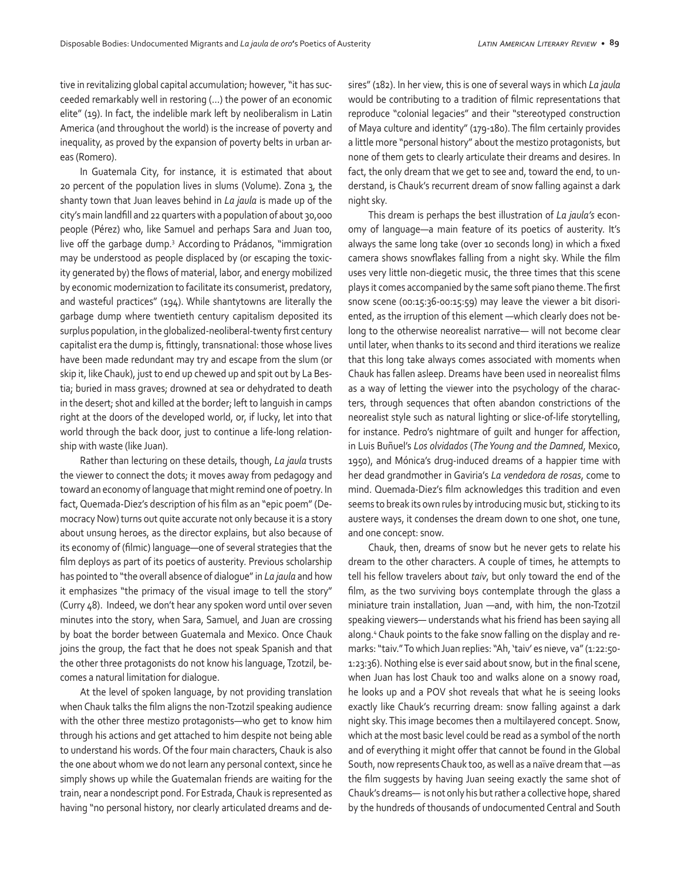tive in revitalizing global capital accumulation; however, "it has succeeded remarkably well in restoring (...) the power of an economic elite" (19). In fact, the indelible mark left by neoliberalism in Latin America (and throughout the world) is the increase of poverty and inequality, as proved by the expansion of poverty belts in urban areas (Romero).

In Guatemala City, for instance, it is estimated that about 20 percent of the population lives in slums (Volume). Zona 3, the shanty town that Juan leaves behind in *La jaula* is made up of the city's main landfill and 22 quarters with a population of about 30,000 people (Pérez) who, like Samuel and perhaps Sara and Juan too, live off the garbage dump.[3] According to Prádanos, "immigration may be understood as people displaced by (or escaping the toxicity generated by) the flows of material, labor, and energy mobilized by economic modernization to facilitate its consumerist, predatory, and wasteful practices" (194). While shantytowns are literally the garbage dump where twentieth century capitalism deposited its surplus population, in the globalized-neoliberal-twenty first century capitalist era the dump is, fittingly, transnational: those whose lives have been made redundant may try and escape from the slum (or skip it, like Chauk), just to end up chewed up and spit out by La Bestia; buried in mass graves; drowned at sea or dehydrated to death in the desert; shot and killed at the border; left to languish in camps right at the doors of the developed world, or, if lucky, let into that world through the back door, just to continue a life-long relationship with waste (like Juan).

Rather than lecturing on these details, though, *La jaula* trusts the viewer to connect the dots; it moves away from pedagogy and toward an economy of language that might remind one of poetry. In fact, Quemada-Diez's description of his film as an "epic poem" (Democracy Now) turns out quite accurate not only because it is a story about unsung heroes, as the director explains, but also because of its economy of (filmic) language—one of several strategies that the film deploys as part of its poetics of austerity. Previous scholarship has pointed to "the overall absence of dialogue" in *La jaula* and how it emphasizes "the primacy of the visual image to tell the story" (Curry 48). Indeed, we don't hear any spoken word until over seven minutes into the story, when Sara, Samuel, and Juan are crossing by boat the border between Guatemala and Mexico. Once Chauk joins the group, the fact that he does not speak Spanish and that the other three protagonists do not know his language, Tzotzil, becomes a natural limitation for dialogue.

At the level of spoken language, by not providing translation when Chauk talks the film aligns the non-Tzotzil speaking audience with the other three mestizo protagonists—who get to know him through his actions and get attached to him despite not being able to understand his words. Of the four main characters, Chauk is also the one about whom we do not learn any personal context, since he simply shows up while the Guatemalan friends are waiting for the train, near a nondescript pond. For Estrada, Chauk is represented as having "no personal history, nor clearly articulated dreams and desires" (182). In her view, this is one of several ways in which *La jaula* would be contributing to a tradition of filmic representations that reproduce "colonial legacies" and their "stereotyped construction of Maya culture and identity" (179-180). The film certainly provides a little more "personal history" about the mestizo protagonists, but none of them gets to clearly articulate their dreams and desires. In fact, the only dream that we get to see and, toward the end, to understand, is Chauk's recurrent dream of snow falling against a dark night sky.

This dream is perhaps the best illustration of *La jaula's* economy of language—a main feature of its poetics of austerity. It's always the same long take (over 10 seconds long) in which a fixed camera shows snowflakes falling from a night sky. While the film uses very little non-diegetic music, the three times that this scene plays it comes accompanied by the same soft piano theme. The first snow scene (00:15:36-00:15:59) may leave the viewer a bit disoriented, as the irruption of this element —which clearly does not belong to the otherwise neorealist narrative— will not become clear until later, when thanks to its second and third iterations we realize that this long take always comes associated with moments when Chauk has fallen asleep. Dreams have been used in neorealist films as a way of letting the viewer into the psychology of the characters, through sequences that often abandon constrictions of the neorealist style such as natural lighting or slice-of-life storytelling, for instance. Pedro's nightmare of guilt and hunger for affection, in Luis Buñuel's *Los olvidados* (*The Young and the Damned*, Mexico, 1950), and Mónica's drug-induced dreams of a happier time with her dead grandmother in Gaviria's *La vendedora de rosas*, come to mind. Quemada-Diez's film acknowledges this tradition and even seems to break its own rules by introducing music but, sticking to its austere ways, it condenses the dream down to one shot, one tune, and one concept: snow.

Chauk, then, dreams of snow but he never gets to relate his dream to the other characters. A couple of times, he attempts to tell his fellow travelers about *taiv*, but only toward the end of the film, as the two surviving boys contemplate through the glass a miniature train installation, Juan —and, with him, the non-Tzotzil speaking viewers— understands what his friend has been saying all along.[4] Chauk points to the fake snow falling on the display and remarks: "taiv." To which Juan replies: "Ah, 'taiv' es nieve, va" (1:22:50-1:23:36). Nothing else is ever said about snow, but in the final scene, when Juan has lost Chauk too and walks alone on a snowy road, he looks up and a POV shot reveals that what he is seeing looks exactly like Chauk's recurring dream: snow falling against a dark night sky. This image becomes then a multilayered concept. Snow, which at the most basic level could be read as a symbol of the north and of everything it might offer that cannot be found in the Global South, now represents Chauk too, as well as a naïve dream that —as the film suggests by having Juan seeing exactly the same shot of Chauk's dreams— is not only his but rather a collective hope, shared by the hundreds of thousands of undocumented Central and South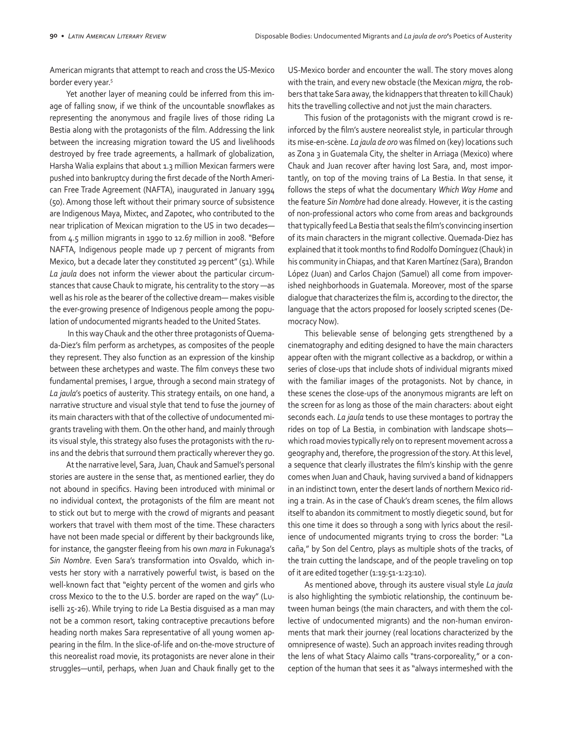American migrants that attempt to reach and cross the US-Mexico border every year.[5]

Yet another layer of meaning could be inferred from this image of falling snow, if we think of the uncountable snowflakes as representing the anonymous and fragile lives of those riding La Bestia along with the protagonists of the film. Addressing the link between the increasing migration toward the US and livelihoods destroyed by free trade agreements, a hallmark of globalization, Harsha Walia explains that about 1.3 million Mexican farmers were pushed into bankruptcy during the first decade of the North American Free Trade Agreement (NAFTA), inaugurated in January 1994 (50). Among those left without their primary source of subsistence are Indigenous Maya, Mixtec, and Zapotec, who contributed to the near triplication of Mexican migration to the US in two decades—from 4.5 million migrants in 1990 to 12.67 million in 2008. "Before NAFTA, Indigenous people made up 7 percent of migrants from Mexico, but a decade later they constituted 29 percent" (51). While *La jaula* does not inform the viewer about the particular circumstances that cause Chauk to migrate, his centrality to the story —as well as his role as the bearer of the collective dream— makes visible the ever-growing presence of Indigenous people among the population of undocumented migrants headed to the United States.

In this way Chauk and the other three protagonists of Quemada-Diez's film perform as archetypes, as composites of the people they represent. They also function as an expression of the kinship between these archetypes and waste. The film conveys these two fundamental premises, I argue, through a second main strategy of *La jaula*'s poetics of austerity. This strategy entails, on one hand, a narrative structure and visual style that tend to fuse the journey of its main characters with that of the collective of undocumented migrants traveling with them. On the other hand, and mainly through its visual style, this strategy also fuses the protagonists with the ruins and the debris that surround them practically wherever they go.

At the narrative level, Sara, Juan, Chauk and Samuel's personal stories are austere in the sense that, as mentioned earlier, they do not abound in specifics. Having been introduced with minimal or no individual context, the protagonists of the film are meant not to stick out but to merge with the crowd of migrants and peasant workers that travel with them most of the time. These characters have not been made special or different by their backgrounds like, for instance, the gangster fleeing from his own *mara* in Fukunaga's *Sin Nombre*. Even Sara's transformation into Osvaldo, which invests her story with a narratively powerful twist, is based on the well-known fact that "eighty percent of the women and girls who cross Mexico to the to the U.S. border are raped on the way" (Luiselli 25-26). While trying to ride La Bestia disguised as a man may not be a common resort, taking contraceptive precautions before heading north makes Sara representative of all young women appearing in the film. In the slice-of-life and on-the-move structure of this neorealist road movie, its protagonists are never alone in their struggles—until, perhaps, when Juan and Chauk finally get to the US-Mexico border and encounter the wall. The story moves along with the train, and every new obstacle (the Mexican *migra*, the robbers that take Sara away, the kidnappers that threaten to kill Chauk) hits the travelling collective and not just the main characters.

This fusion of the protagonists with the migrant crowd is reinforced by the film's austere neorealist style, in particular through its mise-en-scène. *La jaula de oro* was filmed on (key) locations such as Zona 3 in Guatemala City, the shelter in Arriaga (Mexico) where Chauk and Juan recover after having lost Sara, and, most importantly, on top of the moving trains of La Bestia. In that sense, it follows the steps of what the documentary *Which Way Home* and the feature *Sin Nombre* had done already. However, it is the casting of non-professional actors who come from areas and backgrounds that typically feed La Bestia that seals the film's convincing insertion of its main characters in the migrant collective. Quemada-Diez has explained that it took months to find Rodolfo Domínguez (Chauk) in his community in Chiapas, and that Karen Martínez (Sara), Brandon López (Juan) and Carlos Chajon (Samuel) all come from impoverished neighborhoods in Guatemala. Moreover, most of the sparse dialogue that characterizes the film is, according to the director, the language that the actors proposed for loosely scripted scenes (Democracy Now).

This believable sense of belonging gets strengthened by a cinematography and editing designed to have the main characters appear often with the migrant collective as a backdrop, or within a series of close-ups that include shots of individual migrants mixed with the familiar images of the protagonists. Not by chance, in these scenes the close-ups of the anonymous migrants are left on the screen for as long as those of the main characters: about eight seconds each. *La jaula* tends to use these montages to portray the rides on top of La Bestia, in combination with landscape shots—which road movies typically rely on to represent movement across a geography and, therefore, the progression of the story. At this level, a sequence that clearly illustrates the film's kinship with the genre comes when Juan and Chauk, having survived a band of kidnappers in an indistinct town, enter the desert lands of northern Mexico riding a train. As in the case of Chauk's dream scenes, the film allows itself to abandon its commitment to mostly diegetic sound, but for this one time it does so through a song with lyrics about the resilience of undocumented migrants trying to cross the border: "La caña," by Son del Centro, plays as multiple shots of the tracks, of the train cutting the landscape, and of the people traveling on top of it are edited together (1:19:51-1:23:10).

As mentioned above, through its austere visual style *La jaula* is also highlighting the symbiotic relationship, the continuum between human beings (the main characters, and with them the collective of undocumented migrants) and the non-human environments that mark their journey (real locations characterized by the omnipresence of waste). Such an approach invites reading through the lens of what Stacy Alaimo calls "trans-corporeality," or a conception of the human that sees it as "always intermeshed with the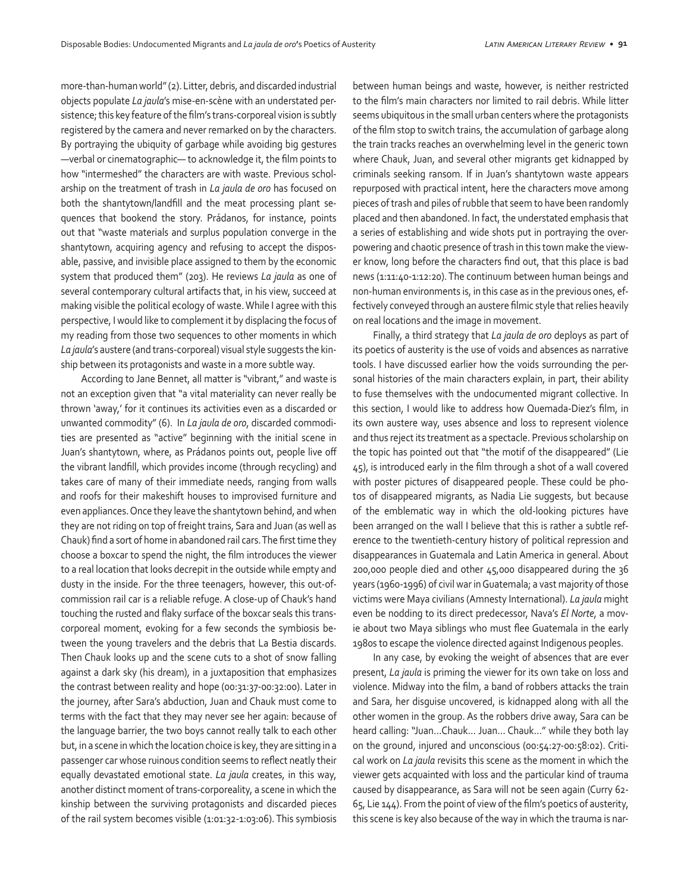more-than-human world" (2). Litter, debris, and discarded industrial objects populate *La jaula*'s mise-en-scène with an understated persistence; this key feature of the film's trans-corporeal vision is subtly registered by the camera and never remarked on by the characters. By portraying the ubiquity of garbage while avoiding big gestures —verbal or cinematographic— to acknowledge it, the film points to how "intermeshed" the characters are with waste. Previous scholarship on the treatment of trash in *La jaula de oro* has focused on both the shantytown/landfill and the meat processing plant sequences that bookend the story. Prádanos, for instance, points out that "waste materials and surplus population converge in the shantytown, acquiring agency and refusing to accept the disposable, passive, and invisible place assigned to them by the economic system that produced them" (203). He reviews *La jaula* as one of several contemporary cultural artifacts that, in his view, succeed at making visible the political ecology of waste. While I agree with this perspective, I would like to complement it by displacing the focus of my reading from those two sequences to other moments in which *La jaula*'s austere (and trans-corporeal) visual style suggests the kinship between its protagonists and waste in a more subtle way.

According to Jane Bennet, all matter is "vibrant," and waste is not an exception given that "a vital materiality can never really be thrown 'away,' for it continues its activities even as a discarded or unwanted commodity" (6). In *La jaula de oro*, discarded commodities are presented as "active" beginning with the initial scene in Juan's shantytown, where, as Prádanos points out, people live off the vibrant landfill, which provides income (through recycling) and takes care of many of their immediate needs, ranging from walls and roofs for their makeshift houses to improvised furniture and even appliances. Once they leave the shantytown behind, and when they are not riding on top of freight trains, Sara and Juan (as well as Chauk) find a sort of home in abandoned rail cars. The first time they choose a boxcar to spend the night, the film introduces the viewer to a real location that looks decrepit in the outside while empty and dusty in the inside. For the three teenagers, however, this out-of-commission rail car is a reliable refuge. A close-up of Chauk's hand touching the rusted and flaky surface of the boxcar seals this trans-corporeal moment, evoking for a few seconds the symbiosis between the young travelers and the debris that La Bestia discards. Then Chauk looks up and the scene cuts to a shot of snow falling against a dark sky (his dream), in a juxtaposition that emphasizes the contrast between reality and hope (00:31:37-00:32:00). Later in the journey, after Sara's abduction, Juan and Chauk must come to terms with the fact that they may never see her again: because of the language barrier, the two boys cannot really talk to each other but, in a scene in which the location choice is key, they are sitting in a passenger car whose ruinous condition seems to reflect neatly their equally devastated emotional state. *La jaula* creates, in this way, another distinct moment of trans-corporeality, a scene in which the kinship between the surviving protagonists and discarded pieces of the rail system becomes visible (1:01:32-1:03:06). This symbiosis between human beings and waste, however, is neither restricted to the film's main characters nor limited to rail debris. While litter seems ubiquitous in the small urban centers where the protagonists of the film stop to switch trains, the accumulation of garbage along the train tracks reaches an overwhelming level in the generic town where Chauk, Juan, and several other migrants get kidnapped by criminals seeking ransom. If in Juan's shantytown waste appears repurposed with practical intent, here the characters move among pieces of trash and piles of rubble that seem to have been randomly placed and then abandoned. In fact, the understated emphasis that a series of establishing and wide shots put in portraying the overpowering and chaotic presence of trash in this town make the viewer know, long before the characters find out, that this place is bad news (1:11:40-1:12:20). The continuum between human beings and non-human environments is, in this case as in the previous ones, effectively conveyed through an austere filmic style that relies heavily on real locations and the image in movement.

Finally, a third strategy that *La jaula de oro* deploys as part of its poetics of austerity is the use of voids and absences as narrative tools. I have discussed earlier how the voids surrounding the personal histories of the main characters explain, in part, their ability to fuse themselves with the undocumented migrant collective. In this section, I would like to address how Quemada-Diez's film, in its own austere way, uses absence and loss to represent violence and thus reject its treatment as a spectacle. Previous scholarship on the topic has pointed out that "the motif of the disappeared" (Lie 45), is introduced early in the film through a shot of a wall covered with poster pictures of disappeared people. These could be photos of disappeared migrants, as Nadia Lie suggests, but because of the emblematic way in which the old-looking pictures have been arranged on the wall I believe that this is rather a subtle reference to the twentieth-century history of political repression and disappearances in Guatemala and Latin America in general. About 200,000 people died and other 45,000 disappeared during the 36 years (1960-1996) of civil war in Guatemala; a vast majority of those victims were Maya civilians (Amnesty International). *La jaula* might even be nodding to its direct predecessor, Nava's *El Norte*, a movie about two Maya siblings who must flee Guatemala in the early 1980s to escape the violence directed against Indigenous peoples.

In any case, by evoking the weight of absences that are ever present, *La jaula* is priming the viewer for its own take on loss and violence. Midway into the film, a band of robbers attacks the train and Sara, her disguise uncovered, is kidnapped along with all the other women in the group. As the robbers drive away, Sara can be heard calling: "Juan…Chauk… Juan… Chauk…" while they both lay on the ground, injured and unconscious (00:54:27-00:58:02). Critical work on *La jaula* revisits this scene as the moment in which the viewer gets acquainted with loss and the particular kind of trauma caused by disappearance, as Sara will not be seen again (Curry 62-65, Lie 144). From the point of view of the film's poetics of austerity, this scene is key also because of the way in which the trauma is nar-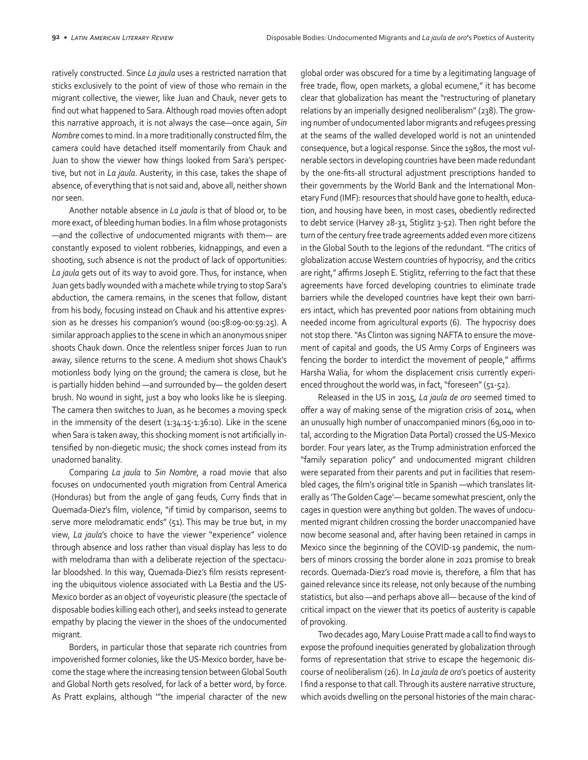ratively constructed. Since *La jaula* uses a restricted narration that sticks exclusively to the point of view of those who remain in the migrant collective, the viewer, like Juan and Chauk, never gets to find out what happened to Sara. Although road movies often adopt this narrative approach, it is not always the case—once again, *Sin Nombre* comes to mind. In a more traditionally constructed film, the camera could have detached itself momentarily from Chauk and Juan to show the viewer how things looked from Sara's perspective, but not in *La jaula*. Austerity, in this case, takes the shape of absence, of everything that is not said and, above all, neither shown nor seen.

Another notable absence in *La jaula* is that of blood or, to be more exact, of bleeding human bodies. In a film whose protagonists —and the collective of undocumented migrants with them— are constantly exposed to violent robberies, kidnappings, and even a shooting, such absence is not the product of lack of opportunities: *La jaula* gets out of its way to avoid gore. Thus, for instance, when Juan gets badly wounded with a machete while trying to stop Sara's abduction, the camera remains, in the scenes that follow, distant from his body, focusing instead on Chauk and his attentive expression as he dresses his companion's wound (00:58:09-00:59:25). A similar approach applies to the scene in which an anonymous sniper shoots Chauk down. Once the relentless sniper forces Juan to run away, silence returns to the scene. A medium shot shows Chauk's motionless body lying on the ground; the camera is close, but he is partially hidden behind —and surrounded by— the golden desert brush. No wound in sight, just a boy who looks like he is sleeping. The camera then switches to Juan, as he becomes a moving speck in the immensity of the desert (1:34:15-1:36:10). Like in the scene when Sara is taken away, this shocking moment is not artificially intensified by non-diegetic music; the shock comes instead from its unadorned banality.

Comparing *La jaula* to *Sin Nombre*, a road movie that also focuses on undocumented youth migration from Central America (Honduras) but from the angle of gang feuds, Curry finds that in Quemada-Diez's film, violence, "if timid by comparison, seems to serve more melodramatic ends" (51). This may be true but, in my view, *La jaula*'s choice to have the viewer "experience" violence through absence and loss rather than visual display has less to do with melodrama than with a deliberate rejection of the spectacular bloodshed. In this way, Quemada-Diez's film resists representing the ubiquitous violence associated with La Bestia and the US-Mexico border as an object of voyeuristic pleasure (the spectacle of disposable bodies killing each other), and seeks instead to generate empathy by placing the viewer in the shoes of the undocumented migrant.

Borders, in particular those that separate rich countries from impoverished former colonies, like the US-Mexico border, have become the stage where the increasing tension between Global South and Global North gets resolved, for lack of a better word, by force. As Pratt explains, although '"the imperial character of the new global order was obscured for a time by a legitimating language of free trade, flow, open markets, a global ecumene," it has become clear that globalization has meant the "restructuring of planetary relations by an imperially designed neoliberalism" (238). The growing number of undocumented labor migrants and refugees pressing at the seams of the walled developed world is not an unintended consequence, but a logical response. Since the 1980s, the most vulnerable sectors in developing countries have been made redundant by the one-fits-all structural adjustment prescriptions handed to their governments by the World Bank and the International Monetary Fund (IMF): resources that should have gone to health, education, and housing have been, in most cases, obediently redirected to debt service (Harvey 28-31, Stiglitz 3-52). Then right before the turn of the century free trade agreements added even more citizens in the Global South to the legions of the redundant. "The critics of globalization accuse Western countries of hypocrisy, and the critics are right," affirms Joseph E. Stiglitz, referring to the fact that these agreements have forced developing countries to eliminate trade barriers while the developed countries have kept their own barriers intact, which has prevented poor nations from obtaining much needed income from agricultural exports (6). The hypocrisy does not stop there. "As Clinton was signing NAFTA to ensure the movement of capital and goods, the US Army Corps of Engineers was fencing the border to interdict the movement of people," affirms Harsha Walia, for whom the displacement crisis currently experienced throughout the world was, in fact, "foreseen" (51-52).

Released in the US in 2015, *La jaula de oro* seemed timed to offer a way of making sense of the migration crisis of 2014, when an unusually high number of unaccompanied minors (69,000 in total, according to the Migration Data Portal) crossed the US-Mexico border. Four years later, as the Trump administration enforced the "family separation policy" and undocumented migrant children were separated from their parents and put in facilities that resembled cages, the film's original title in Spanish —which translates literally as 'The Golden Cage'— became somewhat prescient, only the cages in question were anything but golden. The waves of undocumented migrant children crossing the border unaccompanied have now become seasonal and, after having been retained in camps in Mexico since the beginning of the COVID-19 pandemic, the numbers of minors crossing the border alone in 2021 promise to break records. Quemada-Diez's road movie is, therefore, a film that has gained relevance since its release, not only because of the numbing statistics, but also —and perhaps above all— because of the kind of critical impact on the viewer that its poetics of austerity is capable of provoking.

Two decades ago, Mary Louise Pratt made a call to find ways to expose the profound inequities generated by globalization through forms of representation that strive to escape the hegemonic discourse of neoliberalism (26). In *La jaula de oro*'s poetics of austerity I find a response to that call. Through its austere narrative structure, which avoids dwelling on the personal histories of the main charac-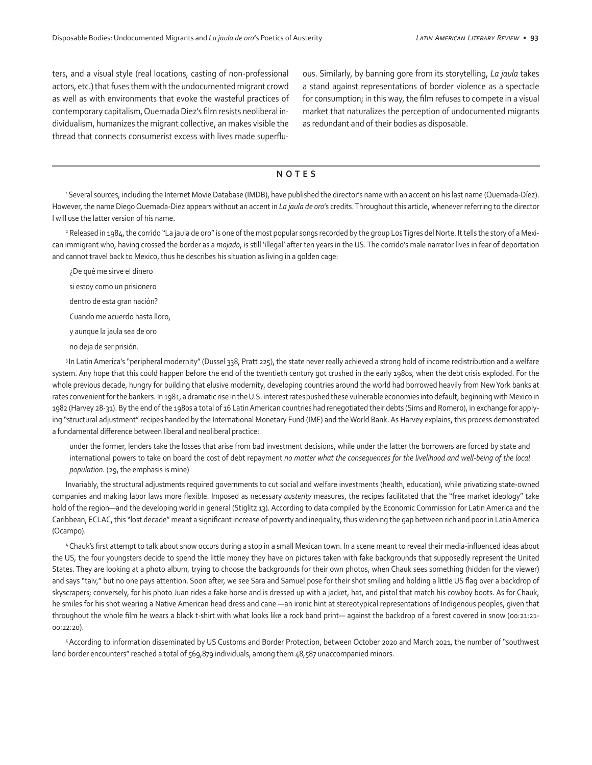ters, and a visual style (real locations, casting of non-professional actors, etc.) that fuses them with the undocumented migrant crowd as well as with environments that evoke the wasteful practices of contemporary capitalism, Quemada Diez's film resists neoliberal individualism, humanizes the migrant collective, an makes visible the thread that connects consumerist excess with lives made superfluous. Similarly, by banning gore from its storytelling, *La jaula* takes a stand against representations of border violence as a spectacle for consumption; in this way, the film refuses to compete in a visual market that naturalizes the perception of undocumented migrants as redundant and of their bodies as disposable.

## NOTES

[1] Several sources, including the Internet Movie Database (IMDB), have published the director's name with an accent on his last name (Quemada-Díez). However, the name Diego Quemada-Diez appears without an accent in *La jaula de oro*'s credits. Throughout this article, whenever referring to the director I will use the latter version of his name.

[2] Released in 1984, the corrido "La jaula de oro" is one of the most popular songs recorded by the group Los Tigres del Norte. It tells the story of a Mexican immigrant who, having crossed the border as a *mojado*, is still 'illegal' after ten years in the US. The corrido's male narrator lives in fear of deportation and cannot travel back to Mexico, thus he describes his situation as living in a golden cage:

¿De qué me sirve el dinero

si estoy como un prisionero

dentro de esta gran nación?

Cuando me acuerdo hasta lloro,

y aunque la jaula sea de oro

no deja de ser prisión.

[3] In Latin America's "peripheral modernity" (Dussel 338, Pratt 225), the state never really achieved a strong hold of income redistribution and a welfare system. Any hope that this could happen before the end of the twentieth century got crushed in the early 1980s, when the debt crisis exploded. For the whole previous decade, hungry for building that elusive modernity, developing countries around the world had borrowed heavily from New York banks at rates convenient for the bankers. In 1981, a dramatic rise in the U.S. interest rates pushed these vulnerable economies into default, beginning with Mexico in 1982 (Harvey 28-31). By the end of the 1980s a total of 16 Latin American countries had renegotiated their debts (Sims and Romero), in exchange for applying "structural adjustment" recipes handed by the International Monetary Fund (IMF) and the World Bank. As Harvey explains, this process demonstrated a fundamental difference between liberal and neoliberal practice:

> under the former, lenders take the losses that arise from bad investment decisions, while under the latter the borrowers are forced by state and international powers to take on board the cost of debt repayment *no matter what the consequences for the livelihood and well-being of the local population.* (29, the emphasis is mine)

Invariably, the structural adjustments required governments to cut social and welfare investments (health, education), while privatizing state-owned companies and making labor laws more flexible. Imposed as necessary *austerity* measures, the recipes facilitated that the "free market ideology" take hold of the region—and the developing world in general (Stiglitz 13). According to data compiled by the Economic Commission for Latin America and the Caribbean, ECLAC, this "lost decade" meant a significant increase of poverty and inequality, thus widening the gap between rich and poor in Latin America (Ocampo).

[4] Chauk's first attempt to talk about snow occurs during a stop in a small Mexican town. In a scene meant to reveal their media-influenced ideas about the US, the four youngsters decide to spend the little money they have on pictures taken with fake backgrounds that supposedly represent the United States. They are looking at a photo album, trying to choose the backgrounds for their own photos, when Chauk sees something (hidden for the viewer) and says "taiv," but no one pays attention. Soon after, we see Sara and Samuel pose for their shot smiling and holding a little US flag over a backdrop of skyscrapers; conversely, for his photo Juan rides a fake horse and is dressed up with a jacket, hat, and pistol that match his cowboy boots. As for Chauk, he smiles for his shot wearing a Native American head dress and cane —an ironic hint at stereotypical representations of Indigenous peoples, given that throughout the whole film he wears a black t-shirt with what looks like a rock band print— against the backdrop of a forest covered in snow (00:21:21-00:22:20).

[5] According to information disseminated by US Customs and Border Protection, between October 2020 and March 2021, the number of "southwest land border encounters" reached a total of 569,879 individuals, among them 48,587 unaccompanied minors.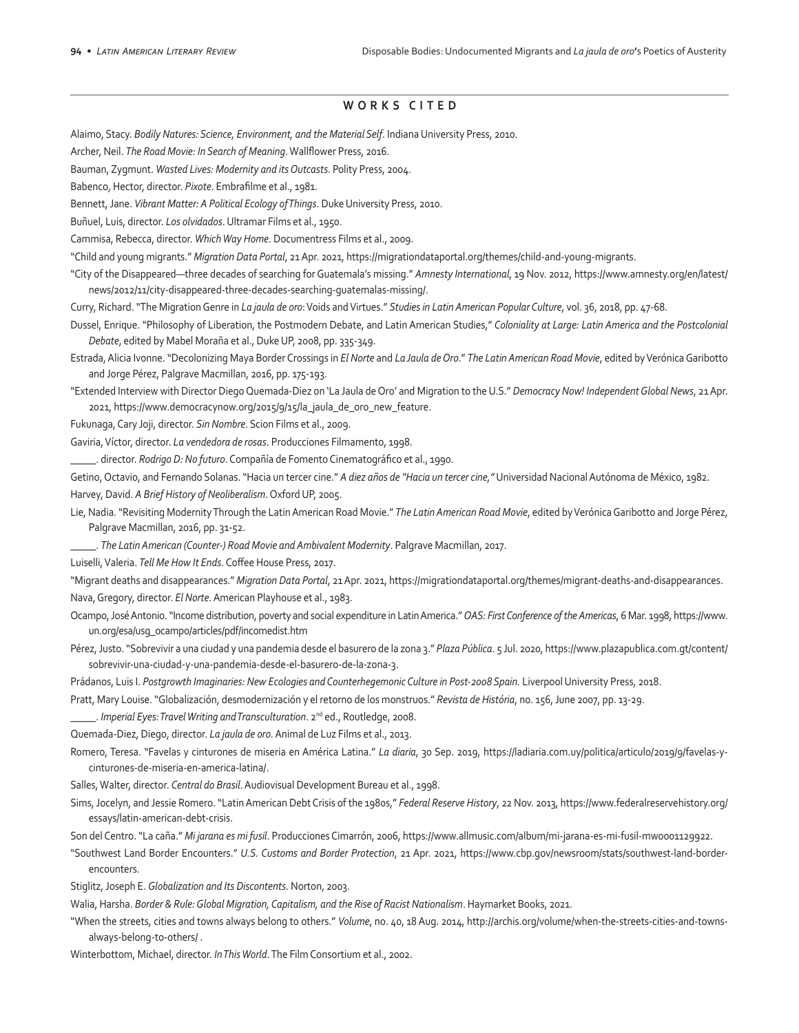## WORKS CITED

Alaimo, Stacy. *Bodily Natures: Science, Environment, and the Material Self*. Indiana University Press, 2010.

Archer, Neil. *The Road Movie: In Search of Meaning*. Wallflower Press, 2016.

Bauman, Zygmunt. *Wasted Lives: Modernity and its Outcasts*. Polity Press, 2004.

Babenco, Hector, director. *Pixote*. Embrafilme et al., 1981.

Bennett, Jane. *Vibrant Matter: A Political Ecology of Things*. Duke University Press, 2010.

Buñuel, Luis, director. *Los olvidados*. Ultramar Films et al., 1950.

Cammisa, Rebecca, director. *Which Way Home*. Documentress Films et al., 2009.

"Child and young migrants." *Migration Data Portal*, 21 Apr. 2021, https://migrationdataportal.org/themes/child-and-young-migrants.

"City of the Disappeared—three decades of searching for Guatemala's missing." *Amnesty International*, 19 Nov. 2012, https://www.amnesty.org/en/latest/news/2012/11/city-disappeared-three-decades-searching-guatemalas-missing/.

Curry, Richard. "The Migration Genre in *La jaula de oro*: Voids and Virtues." *Studies in Latin American Popular Culture*, vol. 36, 2018, pp. 47-68.

Dussel, Enrique. "Philosophy of Liberation, the Postmodern Debate, and Latin American Studies," *Coloniality at Large: Latin America and the Postcolonial Debate*, edited by Mabel Moraña et al., Duke UP, 2008, pp. 335-349.

Estrada, Alicia Ivonne. "Decolonizing Maya Border Crossings in *El Norte* and *La Jaula de Oro*." *The Latin American Road Movie*, edited by Verónica Garibotto and Jorge Pérez, Palgrave Macmillan, 2016, pp. 175-193.

"Extended Interview with Director Diego Quemada-Diez on 'La Jaula de Oro' and Migration to the U.S." *Democracy Now! Independent Global News*, 21 Apr. 2021, https://www.democracynow.org/2015/9/15/la_jaula_de_oro_new_feature.

Fukunaga, Cary Joji, director. *Sin Nombre*. Scion Films et al., 2009.

Gaviria, Víctor, director. *La vendedora de rosas*. Producciones Filmamento, 1998.

_____. director. *Rodrigo D: No futuro*. Compañía de Fomento Cinematográfico et al., 1990.

Getino, Octavio, and Fernando Solanas. "Hacia un tercer cine." *A diez años de "Hacia un tercer cine,"* Universidad Nacional Autónoma de México, 1982.

Harvey, David. *A Brief History of Neoliberalism*. Oxford UP, 2005.

Lie, Nadia. "Revisiting Modernity Through the Latin American Road Movie." *The Latin American Road Movie*, edited by Verónica Garibotto and Jorge Pérez, Palgrave Macmillan, 2016, pp. 31-52.

_____. *The Latin American (Counter-) Road Movie and Ambivalent Modernity*. Palgrave Macmillan, 2017.

Luiselli, Valeria. *Tell Me How It Ends*. Coffee House Press, 2017.

"Migrant deaths and disappearances." *Migration Data Portal*, 21 Apr. 2021, https://migrationdataportal.org/themes/migrant-deaths-and-disappearances.

Nava, Gregory, director. *El Norte*. American Playhouse et al., 1983.

Ocampo, José Antonio. "Income distribution, poverty and social expenditure in Latin America." *OAS: First Conference of the Americas*, 6 Mar. 1998, https://www.un.org/esa/usg_ocampo/articles/pdf/incomedist.htm

Pérez, Justo. "Sobrevivir a una ciudad y una pandemia desde el basurero de la zona 3." *Plaza Pública*. 5 Jul. 2020, https://www.plazapublica.com.gt/content/sobrevivir-una-ciudad-y-una-pandemia-desde-el-basurero-de-la-zona-3.

Prádanos, Luis I. *Postgrowth Imaginaries: New Ecologies and Counterhegemonic Culture in Post-2008 Spain.* Liverpool University Press, 2018.

Pratt, Mary Louise. "Globalización, desmodernización y el retorno de los monstruos." *Revista de História*, no. 156, June 2007, pp. 13-29.

_____. *Imperial Eyes: Travel Writing and Transculturation*. 2nd ed., Routledge, 2008.

Quemada-Diez, Diego, director. *La jaula de oro*. Animal de Luz Films et al., 2013.

Romero, Teresa. "Favelas y cinturones de miseria en América Latina." *La diaria*, 30 Sep. 2019, https://ladiaria.com.uy/politica/articulo/2019/9/favelas-y-cinturones-de-miseria-en-america-latina/.

Salles, Walter, director. *Central do Brasil*. Audiovisual Development Bureau et al., 1998.

Sims, Jocelyn, and Jessie Romero. "Latin American Debt Crisis of the 1980s," *Federal Reserve History*, 22 Nov. 2013, https://www.federalreservehistory.org/essays/latin-american-debt-crisis.

Son del Centro. "La caña." *Mi jarana es mi fusil*. Producciones Cimarrón, 2006, https://www.allmusic.com/album/mi-jarana-es-mi-fusil-mw0001129922.

"Southwest Land Border Encounters." *U.S. Customs and Border Protection*, 21 Apr. 2021, https://www.cbp.gov/newsroom/stats/southwest-land-border-encounters.

Stiglitz, Joseph E. *Globalization and Its Discontents*. Norton, 2003.

Walia, Harsha. *Border & Rule: Global Migration, Capitalism, and the Rise of Racist Nationalism*. Haymarket Books, 2021.

"When the streets, cities and towns always belong to others." *Volume*, no. 40, 18 Aug. 2014, http://archis.org/volume/when-the-streets-cities-and-towns-always-belong-to-others/ .

Winterbottom, Michael, director. *In This World*. The Film Consortium et al., 2002.